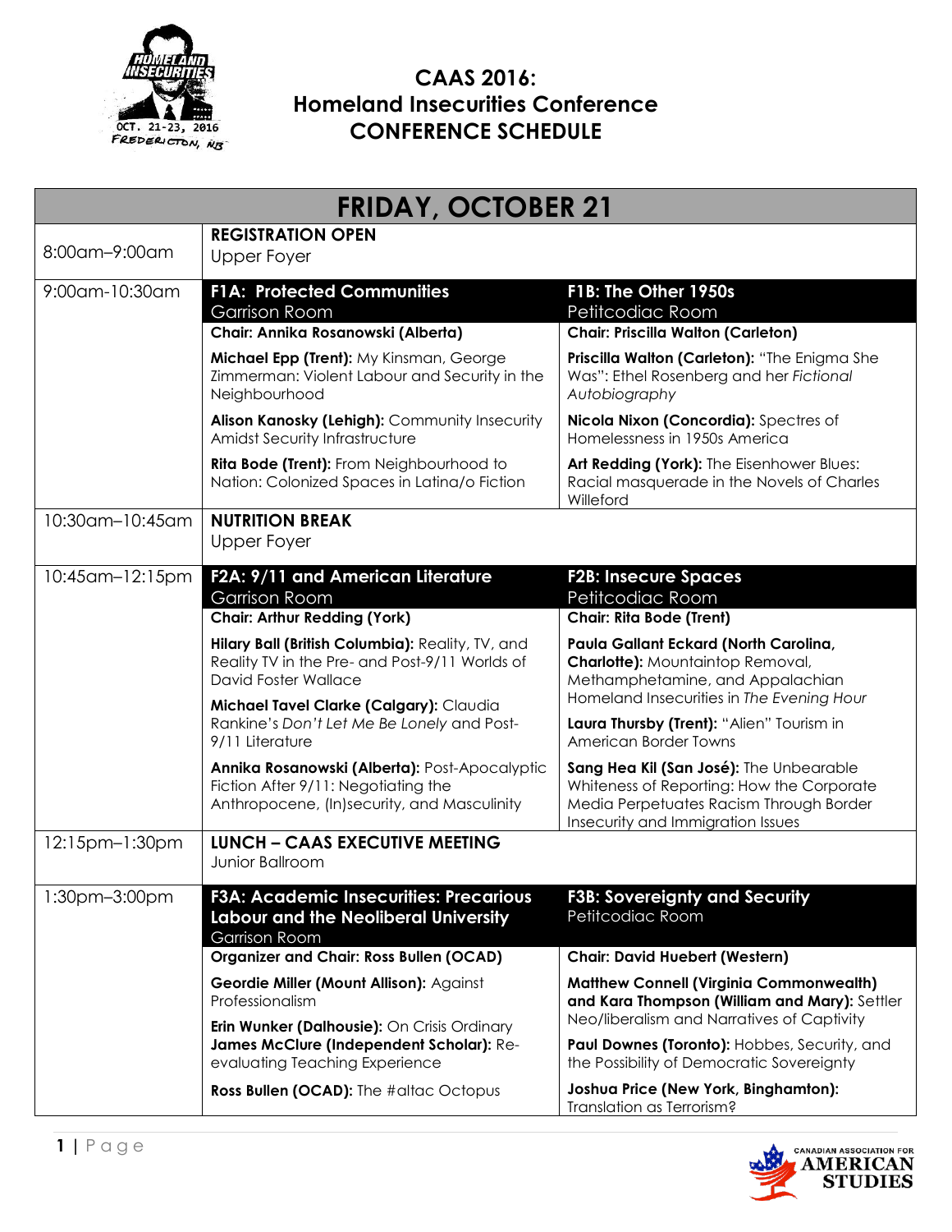# CAAS 2016: Homeland Insecurities Conference CONFERENCE SCHEDULE

## FRIDAY, OCTOBER 21

| Time | Session A | Session B |
|---|---|---|
| 8:00am–9:00am | **REGISTRATION OPEN**<br>Upper Foyer | |
| 9:00am-10:30am | **F1A: Protected Communities**<br>Garrison Room<br>**Chair: Annika Rosanowski (Alberta)**<br>**Michael Epp (Trent):** My Kinsman, George Zimmerman: Violent Labour and Security in the Neighbourhood<br>**Alison Kanosky (Lehigh):** Community Insecurity Amidst Security Infrastructure<br>**Rita Bode (Trent):** From Neighbourhood to Nation: Colonized Spaces in Latina/o Fiction | **F1B: The Other 1950s**<br>Petitcodiac Room<br>**Chair: Priscilla Walton (Carleton)**<br>**Priscilla Walton (Carleton):** "The Enigma She Was": Ethel Rosenberg and her *Fictional Autobiography*<br>**Nicola Nixon (Concordia):** Spectres of Homelessness in 1950s America<br>**Art Redding (York):** The Eisenhower Blues: Racial masquerade in the Novels of Charles Willeford |
| 10:30am–10:45am | **NUTRITION BREAK**<br>Upper Foyer | |
| 10:45am–12:15pm | **F2A: 9/11 and American Literature**<br>Garrison Room<br>**Chair: Arthur Redding (York)**<br>**Hilary Ball (British Columbia):** Reality, TV, and Reality TV in the Pre- and Post-9/11 Worlds of David Foster Wallace<br>**Michael Tavel Clarke (Calgary):** Claudia Rankine's *Don't Let Me Be Lonely* and Post-9/11 Literature<br>**Annika Rosanowski (Alberta):** Post-Apocalyptic Fiction After 9/11: Negotiating the Anthropocene, (In)security, and Masculinity | **F2B: Insecure Spaces**<br>Petitcodiac Room<br>**Chair: Rita Bode (Trent)**<br>**Paula Gallant Eckard (North Carolina, Charlotte):** Mountaintop Removal, Methamphetamine, and Appalachian Homeland Insecurities in *The Evening Hour*<br>**Laura Thursby (Trent):** "Alien" Tourism in American Border Towns<br>**Sang Hea Kil (San José):** The Unbearable Whiteness of Reporting: How the Corporate Media Perpetuates Racism Through Border Insecurity and Immigration Issues |
| 12:15pm–1:30pm | **LUNCH – CAAS EXECUTIVE MEETING**<br>Junior Ballroom | |
| 1:30pm–3:00pm | **F3A: Academic Insecurities: Precarious Labour and the Neoliberal University**<br>Garrison Room<br>**Organizer and Chair: Ross Bullen (OCAD)**<br>**Geordie Miller (Mount Allison):** Against Professionalism<br>**Erin Wunker (Dalhousie):** On Crisis Ordinary<br>**James McClure (Independent Scholar):** Re-evaluating Teaching Experience<br>**Ross Bullen (OCAD):** The #altac Octopus | **F3B: Sovereignty and Security**<br>Petitcodiac Room<br>**Chair: David Huebert (Western)**<br>**Matthew Connell (Virginia Commonwealth) and Kara Thompson (William and Mary):** Settler Neo/liberalism and Narratives of Captivity<br>**Paul Downes (Toronto):** Hobbes, Security, and the Possibility of Democratic Sovereignty<br>**Joshua Price (New York, Binghamton):** Translation as Terrorism? |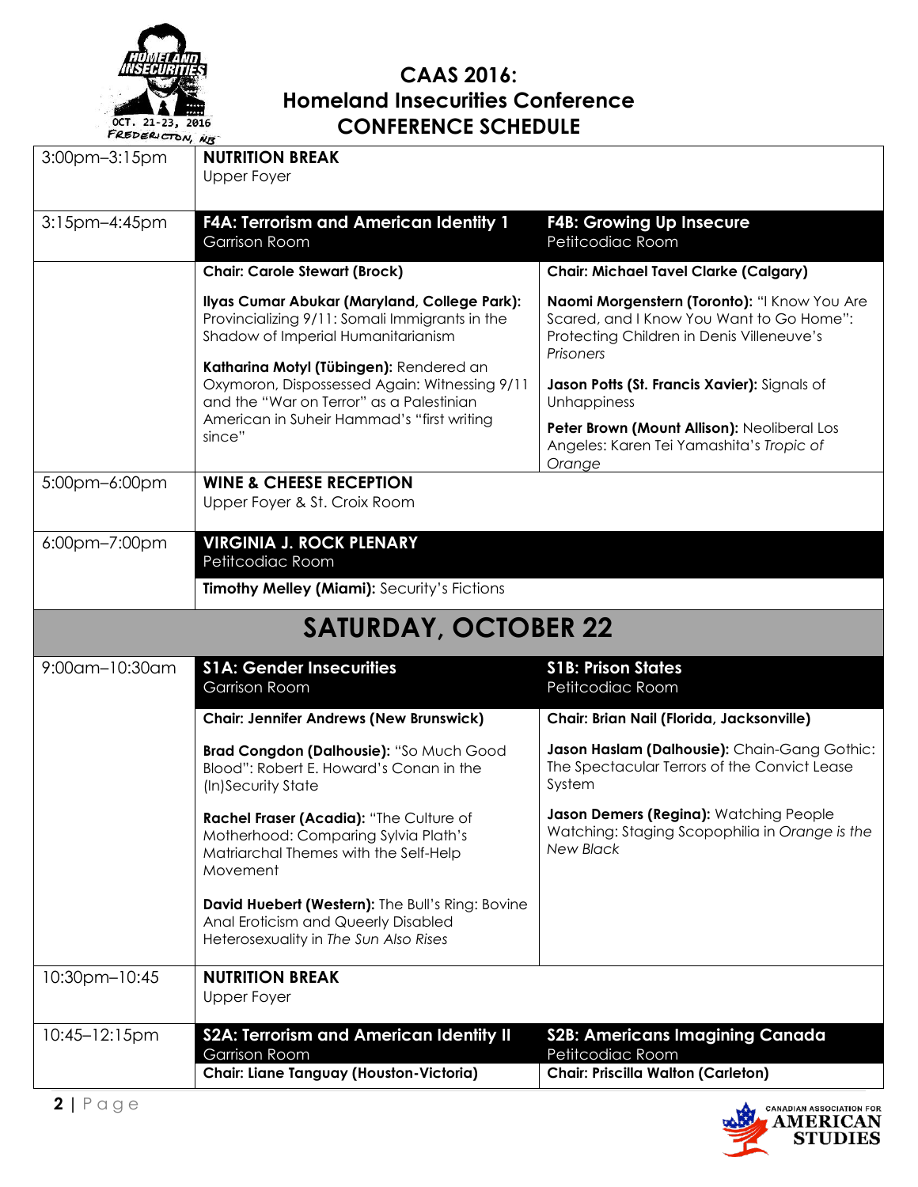# CAAS 2016: Homeland Insecurities Conference

## CONFERENCE SCHEDULE

| Time | Session | Session |
|---|---|---|
| 3:00pm–3:15pm | **NUTRITION BREAK**<br>Upper Foyer | |
| 3:15pm–4:45pm | **F4A: Terrorism and American Identity 1**<br>Garrison Room | **F4B: Growing Up Insecure**<br>Petitcodiac Room |
| | **Chair: Carole Stewart (Brock)** | **Chair: Michael Tavel Clarke (Calgary)** |
| | **Ilyas Cumar Abukar (Maryland, College Park):** Provincializing 9/11: Somali Immigrants in the Shadow of Imperial Humanitarianism<br><br>**Katharina Motyl (Tübingen):** Rendered an Oxymoron, Dispossessed Again: Witnessing 9/11 and the "War on Terror" as a Palestinian American in Suheir Hammad's "first writing since" | **Naomi Morgenstern (Toronto):** "I Know You Are Scared, and I Know You Want to Go Home": Protecting Children in Denis Villeneuve's *Prisoners*<br><br>**Jason Potts (St. Francis Xavier):** Signals of Unhappiness<br><br>**Peter Brown (Mount Allison):** Neoliberal Los Angeles: Karen Tei Yamashita's *Tropic of Orange* |
| 5:00pm–6:00pm | **WINE & CHEESE RECEPTION**<br>Upper Foyer & St. Croix Room | |
| 6:00pm–7:00pm | **VIRGINIA J. ROCK PLENARY**<br>Petitcodiac Room<br><br>**Timothy Melley (Miami):** Security's Fictions | |

## SATURDAY, OCTOBER 22

| Time | Session | Session |
|---|---|---|
| 9:00am–10:30am | **S1A: Gender Insecurities**<br>Garrison Room | **S1B: Prison States**<br>Petitcodiac Room |
| | **Chair: Jennifer Andrews (New Brunswick)** | **Chair: Brian Nail (Florida, Jacksonville)** |
| | **Brad Congdon (Dalhousie):** "So Much Good Blood": Robert E. Howard's Conan in the (In)Security State<br><br>**Rachel Fraser (Acadia):** "The Culture of Motherhood: Comparing Sylvia Plath's Matriarchal Themes with the Self-Help Movement<br><br>**David Huebert (Western):** The Bull's Ring: Bovine Anal Eroticism and Queerly Disabled Heterosexuality in *The Sun Also Rises* | **Jason Haslam (Dalhousie):** Chain-Gang Gothic: The Spectacular Terrors of the Convict Lease System<br><br>**Jason Demers (Regina):** Watching People Watching: Staging Scopophilia in *Orange is the New Black* |
| 10:30pm–10:45 | **NUTRITION BREAK**<br>Upper Foyer | |
| 10:45–12:15pm | **S2A: Terrorism and American Identity II**<br>Garrison Room | **S2B: Americans Imagining Canada**<br>Petitcodiac Room |
| | **Chair: Liane Tanguay (Houston-Victoria)** | **Chair: Priscilla Walton (Carleton)** |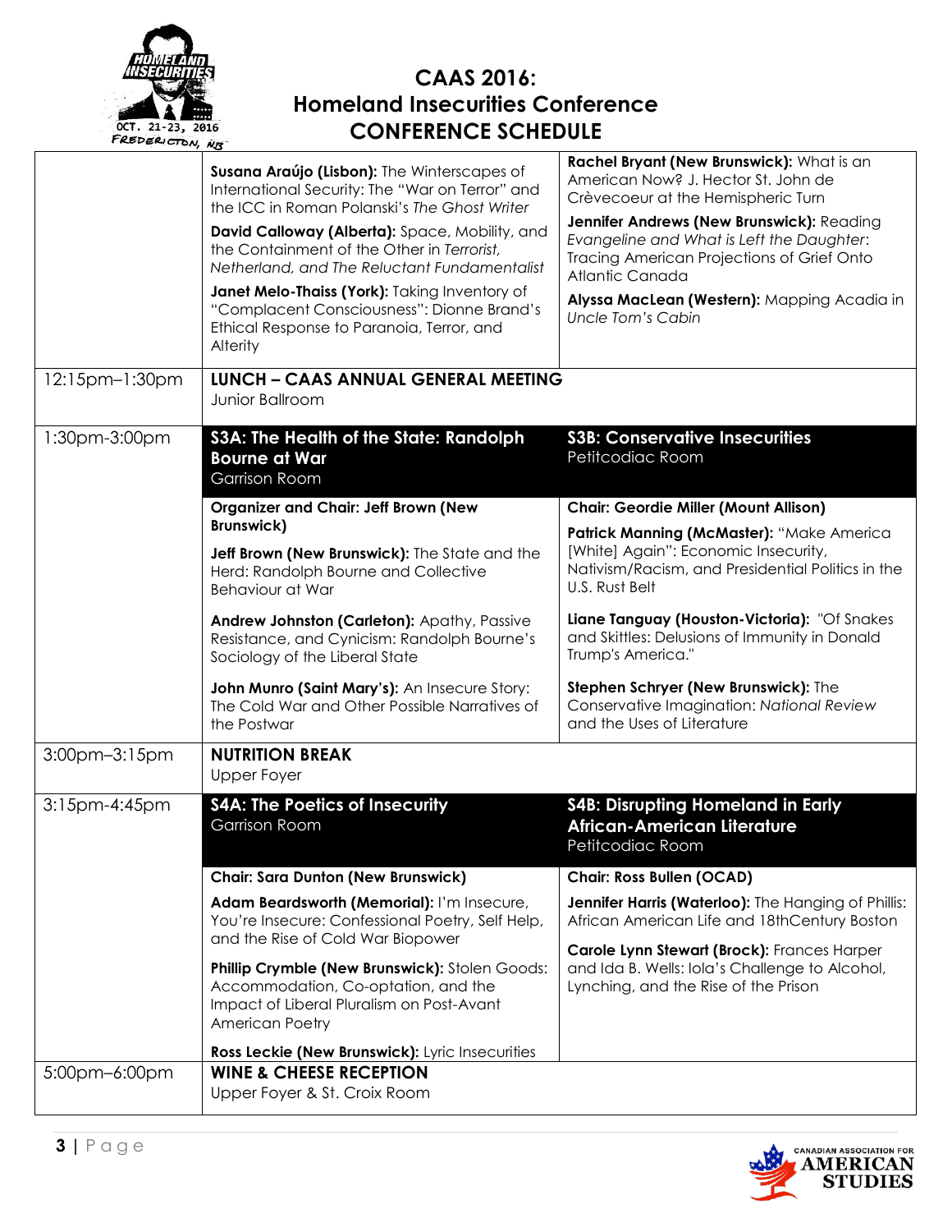# CAAS 2016: Homeland Insecurities Conference CONFERENCE SCHEDULE

| | | |
|---|---|---|
| | **Susana Araújo (Lisbon):** The Winterscapes of International Security: The "War on Terror" and the ICC in Roman Polanski's *The Ghost Writer*<br><br>**David Calloway (Alberta):** Space, Mobility, and the Containment of the Other in *Terrorist, Netherland,* and *The Reluctant Fundamentalist*<br><br>**Janet Melo-Thaiss (York):** Taking Inventory of "Complacent Consciousness": Dionne Brand's Ethical Response to Paranoia, Terror, and Alterity | **Rachel Bryant (New Brunswick):** What is an American Now? J. Hector St. John de Crèvecoeur at the Hemispheric Turn<br><br>**Jennifer Andrews (New Brunswick):** Reading *Evangeline and What is Left the Daughter*: Tracing American Projections of Grief Onto Atlantic Canada<br><br>**Alyssa MacLean (Western):** Mapping Acadia in *Uncle Tom's Cabin* |
| 12:15pm–1:30pm | **LUNCH – CAAS ANNUAL GENERAL MEETING**<br>Junior Ballroom | |
| 1:30pm-3:00pm | **S3A: The Health of the State: Randolph Bourne at War**<br>Garrison Room | **S3B: Conservative Insecurities**<br>Petitcodiac Room |
| | **Organizer and Chair: Jeff Brown (New Brunswick)**<br><br>**Jeff Brown (New Brunswick):** The State and the Herd: Randolph Bourne and Collective Behaviour at War<br><br>**Andrew Johnston (Carleton):** Apathy, Passive Resistance, and Cynicism: Randolph Bourne's Sociology of the Liberal State<br><br>**John Munro (Saint Mary's):** An Insecure Story: The Cold War and Other Possible Narratives of the Postwar | **Chair: Geordie Miller (Mount Allison)**<br><br>**Patrick Manning (McMaster):** "Make America [White] Again": Economic Insecurity, Nativism/Racism, and Presidential Politics in the U.S. Rust Belt<br><br>**Liane Tanguay (Houston-Victoria):** "Of Snakes and Skittles: Delusions of Immunity in Donald Trump's America."<br><br>**Stephen Schryer (New Brunswick):** The Conservative Imagination: *National Review* and the Uses of Literature |
| 3:00pm–3:15pm | **NUTRITION BREAK**<br>Upper Foyer | |
| 3:15pm-4:45pm | **S4A: The Poetics of Insecurity**<br>Garrison Room | **S4B: Disrupting Homeland in Early African-American Literature**<br>Petitcodiac Room |
| | **Chair: Sara Dunton (New Brunswick)**<br><br>**Adam Beardsworth (Memorial):** I'm Insecure, You're Insecure: Confessional Poetry, Self Help, and the Rise of Cold War Biopower<br><br>**Phillip Crymble (New Brunswick):** Stolen Goods: Accommodation, Co-optation, and the Impact of Liberal Pluralism on Post-Avant American Poetry<br><br>**Ross Leckie (New Brunswick):** Lyric Insecurities | **Chair: Ross Bullen (OCAD)**<br><br>**Jennifer Harris (Waterloo):** The Hanging of Phillis: African American Life and 18thCentury Boston<br><br>**Carole Lynn Stewart (Brock):** Frances Harper and Ida B. Wells: Iola's Challenge to Alcohol, Lynching, and the Rise of the Prison |
| 5:00pm–6:00pm | **WINE & CHEESE RECEPTION**<br>Upper Foyer & St. Croix Room | |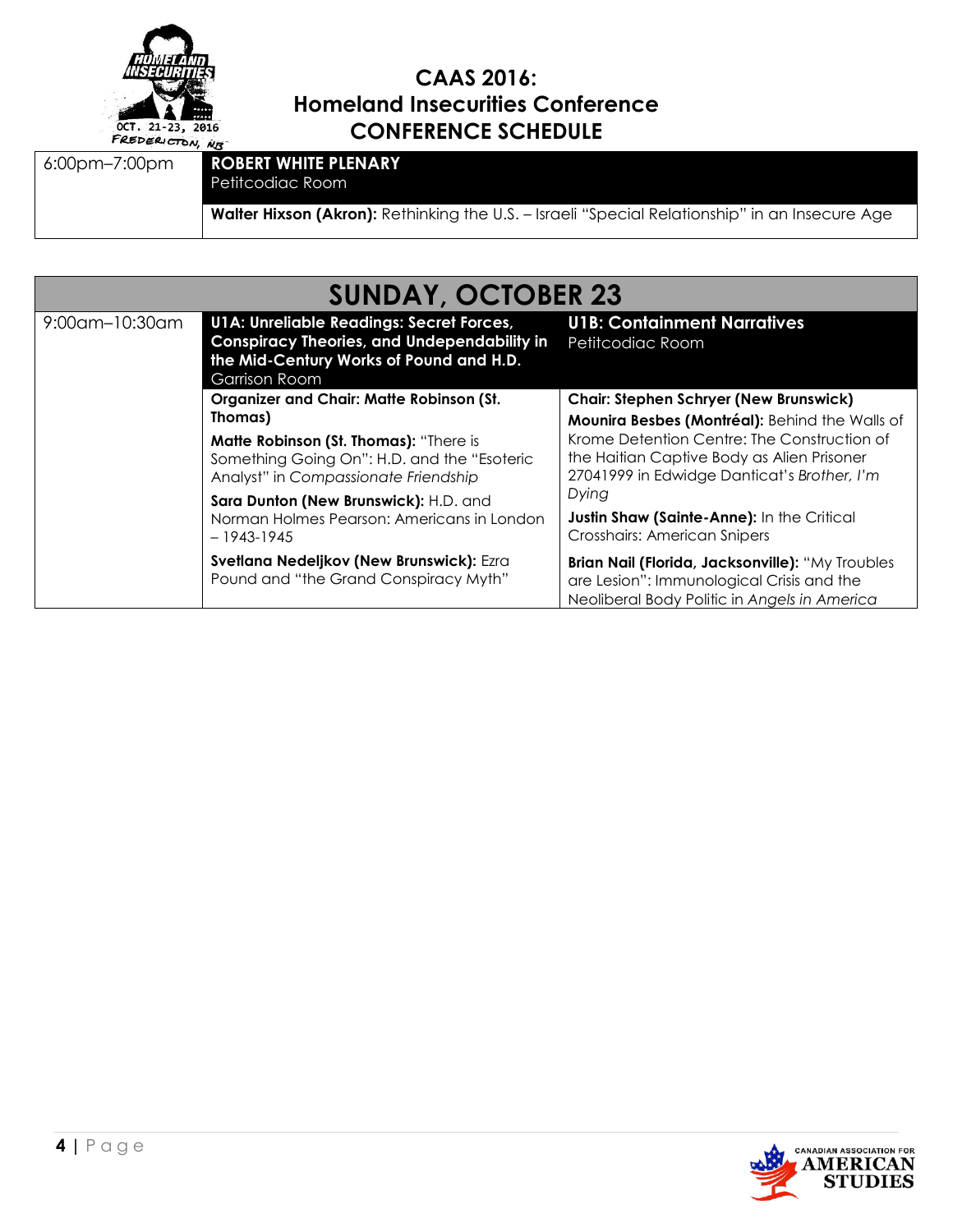# CAAS 2016: Homeland Insecurities Conference CONFERENCE SCHEDULE

| | |
|---|---|
| 6:00pm–7:00pm | **ROBERT WHITE PLENARY**<br>Petitcodiac Room |
| | **Walter Hixson (Akron):** Rethinking the U.S. – Israeli "Special Relationship" in an Insecure Age |

## SUNDAY, OCTOBER 23

| | | |
|---|---|---|
| 9:00am–10:30am | **U1A: Unreliable Readings: Secret Forces, Conspiracy Theories, and Undependability in the Mid-Century Works of Pound and H.D.**<br>Garrison Room | **U1B: Containment Narratives**<br>Petitcodiac Room |
| | **Organizer and Chair: Matte Robinson (St. Thomas)** | **Chair: Stephen Schryer (New Brunswick)** |
| | **Matte Robinson (St. Thomas):** "There is Something Going On": H.D. and the "Esoteric Analyst" in *Compassionate Friendship* | **Mounira Besbes (Montréal):** Behind the Walls of Krome Detention Centre: The Construction of the Haitian Captive Body as Alien Prisoner 27041999 in Edwidge Danticat's *Brother, I'm Dying* |
| | **Sara Dunton (New Brunswick):** H.D. and Norman Holmes Pearson: Americans in London – 1943-1945 | **Justin Shaw (Sainte-Anne):** In the Critical Crosshairs: American Snipers |
| | **Svetlana Nedeljkov (New Brunswick):** Ezra Pound and "the Grand Conspiracy Myth" | **Brian Nail (Florida, Jacksonville):** "My Troubles are Lesion": Immunological Crisis and the Neoliberal Body Politic in *Angels in America* |